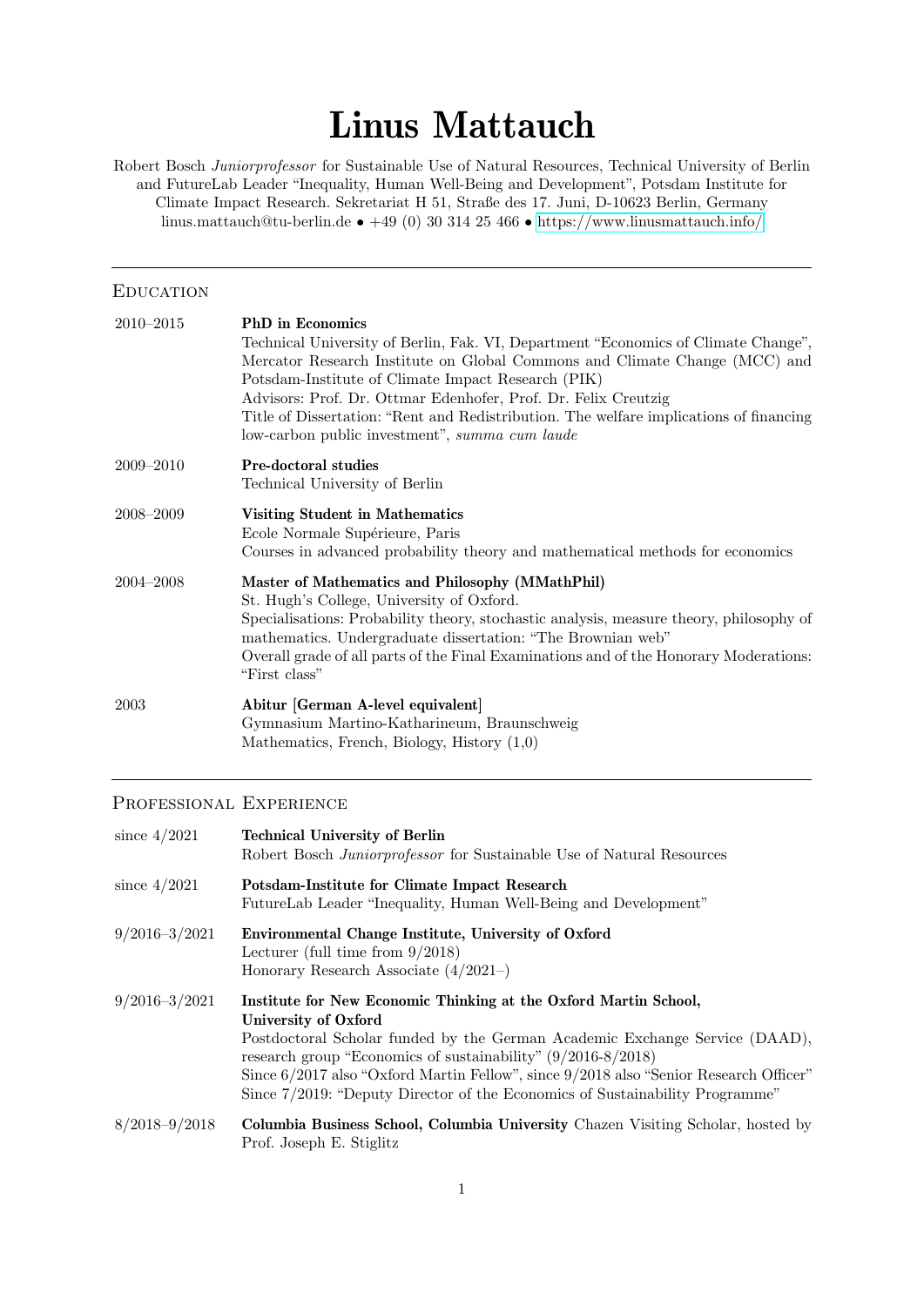# Linus Mattauch

Robert Bosch *Juniorprofessor* for Sustainable Use of Natural Resources, Technical University of Berlin and FutureLab Leader "Inequality, Human Well-Being and Development", Potsdam Institute for Climate Impact Research. Sekretariat H 51, Straße des 17. Juni, D-10623 Berlin, Germany
linus.mattauch@tu-berlin.de • +49 (0) 30 314 25 466 • https://www.linusmattauch.info/

---

## Education

**2010–2015** — **PhD in Economics**
Technical University of Berlin, Fak. VI, Department "Economics of Climate Change", Mercator Research Institute on Global Commons and Climate Change (MCC) and Potsdam-Institute of Climate Impact Research (PIK)
Advisors: Prof. Dr. Ottmar Edenhofer, Prof. Dr. Felix Creutzig
Title of Dissertation: "Rent and Redistribution. The welfare implications of financing low-carbon public investment", *summa cum laude*

**2009–2010** — **Pre-doctoral studies**
Technical University of Berlin

**2008–2009** — **Visiting Student in Mathematics**
Ecole Normale Supérieure, Paris
Courses in advanced probability theory and mathematical methods for economics

**2004–2008** — **Master of Mathematics and Philosophy (MMathPhil)**
St. Hugh's College, University of Oxford.
Specialisations: Probability theory, stochastic analysis, measure theory, philosophy of mathematics. Undergraduate dissertation: "The Brownian web"
Overall grade of all parts of the Final Examinations and of the Honorary Moderations: "First class"

**2003** — **Abitur [German A-level equivalent]**
Gymnasium Martino-Katharineum, Braunschweig
Mathematics, French, Biology, History (1,0)

---

## Professional Experience

**since 4/2021** — **Technical University of Berlin**
Robert Bosch *Juniorprofessor* for Sustainable Use of Natural Resources

**since 4/2021** — **Potsdam-Institute for Climate Impact Research**
FutureLab Leader "Inequality, Human Well-Being and Development"

**9/2016–3/2021** — **Environmental Change Institute, University of Oxford**
Lecturer (full time from 9/2018)
Honorary Research Associate (4/2021–)

**9/2016–3/2021** — **Institute for New Economic Thinking at the Oxford Martin School, University of Oxford**
Postdoctoral Scholar funded by the German Academic Exchange Service (DAAD), research group "Economics of sustainability" (9/2016-8/2018)
Since 6/2017 also "Oxford Martin Fellow", since 9/2018 also "Senior Research Officer"
Since 7/2019: "Deputy Director of the Economics of Sustainability Programme"

**8/2018–9/2018** — **Columbia Business School, Columbia University** Chazen Visiting Scholar, hosted by Prof. Joseph E. Stiglitz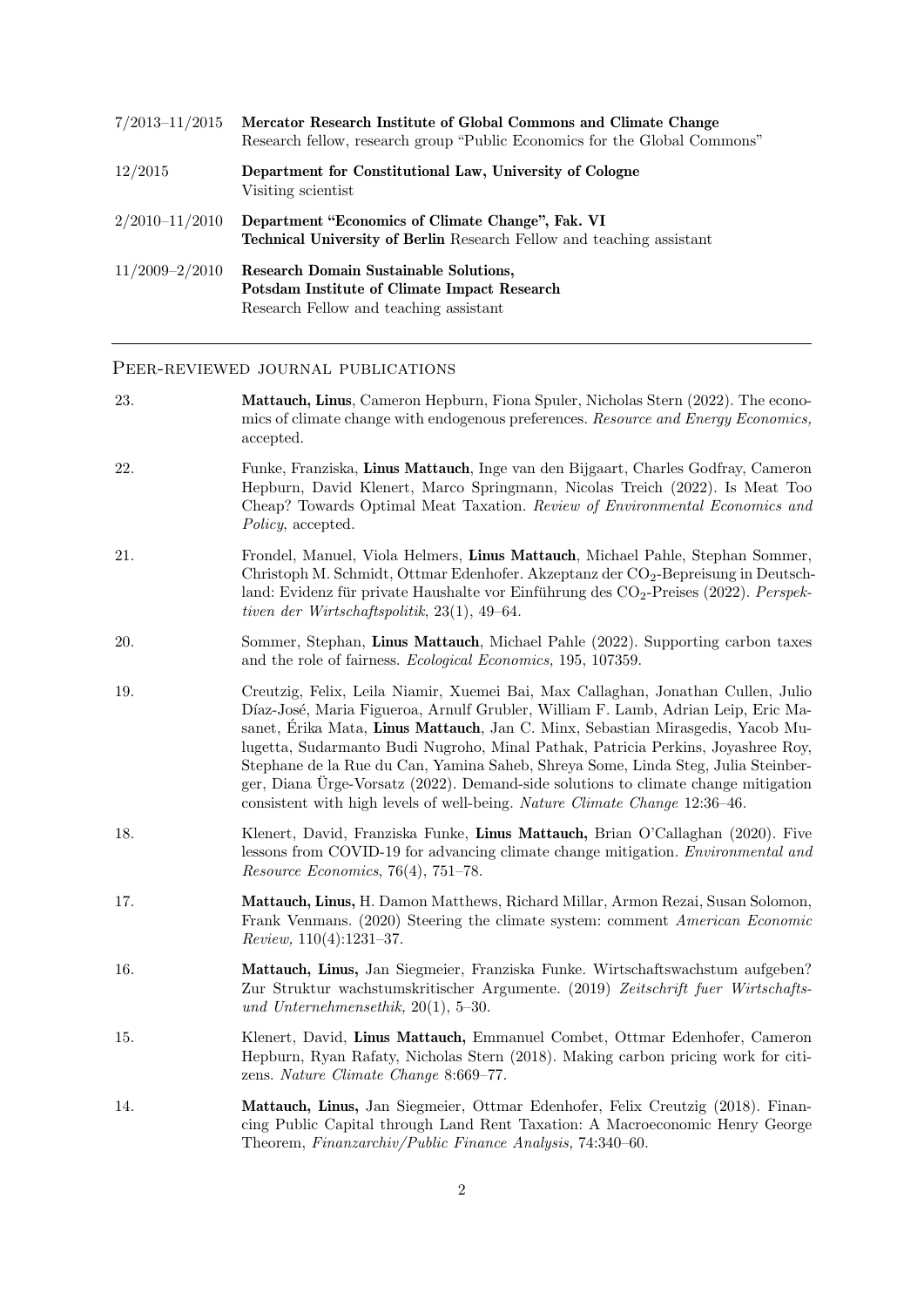| | |
|---|---|
| 7/2013–11/2015 | **Mercator Research Institute of Global Commons and Climate Change** Research fellow, research group "Public Economics for the Global Commons" |
| 12/2015 | **Department for Constitutional Law, University of Cologne** Visiting scientist |
| 2/2010–11/2010 | **Department "Economics of Climate Change", Fak. VI** **Technical University of Berlin** Research Fellow and teaching assistant |
| 11/2009–2/2010 | **Research Domain Sustainable Solutions,** **Potsdam Institute of Climate Impact Research** Research Fellow and teaching assistant |

## Peer-reviewed journal publications

23. **Mattauch, Linus**, Cameron Hepburn, Fiona Spuler, Nicholas Stern (2022). The economics of climate change with endogenous preferences. *Resource and Energy Economics,* accepted.

22. Funke, Franziska, **Linus Mattauch**, Inge van den Bijgaart, Charles Godfray, Cameron Hepburn, David Klenert, Marco Springmann, Nicolas Treich (2022). Is Meat Too Cheap? Towards Optimal Meat Taxation. *Review of Environmental Economics and Policy*, accepted.

21. Frondel, Manuel, Viola Helmers, **Linus Mattauch**, Michael Pahle, Stephan Sommer, Christoph M. Schmidt, Ottmar Edenhofer. Akzeptanz der $CO_2$-Bepreisung in Deutschland: Evidenz für private Haushalte vor Einführung des $CO_2$-Preises (2022). *Perspektiven der Wirtschaftspolitik*, 23(1), 49–64.

20. Sommer, Stephan, **Linus Mattauch**, Michael Pahle (2022). Supporting carbon taxes and the role of fairness. *Ecological Economics,* 195, 107359.

19. Creutzig, Felix, Leila Niamir, Xuemei Bai, Max Callaghan, Jonathan Cullen, Julio Díaz-José, Maria Figueroa, Arnulf Grubler, William F. Lamb, Adrian Leip, Eric Masanet, Érika Mata, **Linus Mattauch**, Jan C. Minx, Sebastian Mirasgedis, Yacob Mulugetta, Sudarmanto Budi Nugroho, Minal Pathak, Patricia Perkins, Joyashree Roy, Stephane de la Rue du Can, Yamina Saheb, Shreya Some, Linda Steg, Julia Steinberger, Diana Ürge-Vorsatz (2022). Demand-side solutions to climate change mitigation consistent with high levels of well-being. *Nature Climate Change* 12:36–46.

18. Klenert, David, Franziska Funke, **Linus Mattauch,** Brian O'Callaghan (2020). Five lessons from COVID-19 for advancing climate change mitigation. *Environmental and Resource Economics*, 76(4), 751–78.

17. **Mattauch, Linus,** H. Damon Matthews, Richard Millar, Armon Rezai, Susan Solomon, Frank Venmans. (2020) Steering the climate system: comment *American Economic Review,* 110(4):1231–37.

16. **Mattauch, Linus,** Jan Siegmeier, Franziska Funke. Wirtschaftswachstum aufgeben? Zur Struktur wachstumskritischer Argumente. (2019) *Zeitschrift fuer Wirtschafts- und Unternehmensethik,* 20(1), 5–30.

15. Klenert, David, **Linus Mattauch,** Emmanuel Combet, Ottmar Edenhofer, Cameron Hepburn, Ryan Rafaty, Nicholas Stern (2018). Making carbon pricing work for citizens. *Nature Climate Change* 8:669–77.

14. **Mattauch, Linus,** Jan Siegmeier, Ottmar Edenhofer, Felix Creutzig (2018). Financing Public Capital through Land Rent Taxation: A Macroeconomic Henry George Theorem, *Finanzarchiv/Public Finance Analysis,* 74:340–60.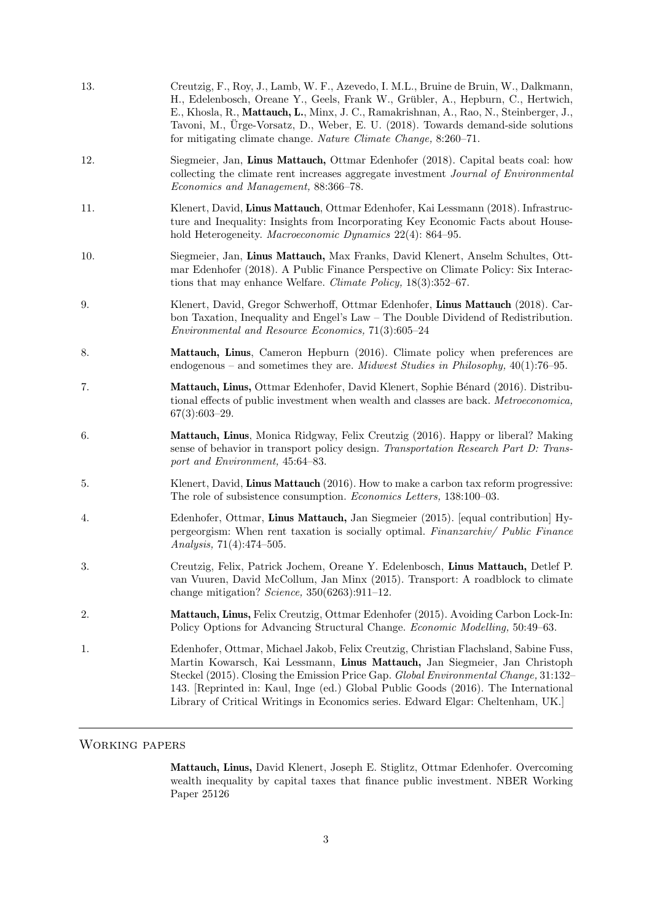13. Creutzig, F., Roy, J., Lamb, W. F., Azevedo, I. M.L., Bruine de Bruin, W., Dalkmann, H., Edelenbosch, Oreane Y., Geels, Frank W., Grübler, A., Hepburn, C., Hertwich, E., Khosla, R., **Mattauch, L.**, Minx, J. C., Ramakrishnan, A., Rao, N., Steinberger, J., Tavoni, M., Ürge-Vorsatz, D., Weber, E. U. (2018). Towards demand-side solutions for mitigating climate change. *Nature Climate Change,* 8:260–71.

12. Siegmeier, Jan, **Linus Mattauch,** Ottmar Edenhofer (2018). Capital beats coal: how collecting the climate rent increases aggregate investment *Journal of Environmental Economics and Management,* 88:366–78.

11. Klenert, David, **Linus Mattauch**, Ottmar Edenhofer, Kai Lessmann (2018). Infrastructure and Inequality: Insights from Incorporating Key Economic Facts about Household Heterogeneity. *Macroeconomic Dynamics* 22(4): 864–95.

10. Siegmeier, Jan, **Linus Mattauch,** Max Franks, David Klenert, Anselm Schultes, Ottmar Edenhofer (2018). A Public Finance Perspective on Climate Policy: Six Interactions that may enhance Welfare. *Climate Policy,* 18(3):352–67.

9. Klenert, David, Gregor Schwerhoff, Ottmar Edenhofer, **Linus Mattauch** (2018). Carbon Taxation, Inequality and Engel's Law – The Double Dividend of Redistribution. *Environmental and Resource Economics,* 71(3):605–24

8. **Mattauch, Linus**, Cameron Hepburn (2016). Climate policy when preferences are endogenous – and sometimes they are. *Midwest Studies in Philosophy,* 40(1):76–95.

7. **Mattauch, Linus,** Ottmar Edenhofer, David Klenert, Sophie Bénard (2016). Distributional effects of public investment when wealth and classes are back. *Metroeconomica,* 67(3):603–29.

6. **Mattauch, Linus**, Monica Ridgway, Felix Creutzig (2016). Happy or liberal? Making sense of behavior in transport policy design. *Transportation Research Part D: Transport and Environment,* 45:64–83.

5. Klenert, David, **Linus Mattauch** (2016). How to make a carbon tax reform progressive: The role of subsistence consumption. *Economics Letters,* 138:100–03.

4. Edenhofer, Ottmar, **Linus Mattauch,** Jan Siegmeier (2015). [equal contribution] Hypergeorgism: When rent taxation is socially optimal. *Finanzarchiv/ Public Finance Analysis,* 71(4):474–505.

3. Creutzig, Felix, Patrick Jochem, Oreane Y. Edelenbosch, **Linus Mattauch,** Detlef P. van Vuuren, David McCollum, Jan Minx (2015). Transport: A roadblock to climate change mitigation? *Science,* 350(6263):911–12.

2. **Mattauch, Linus,** Felix Creutzig, Ottmar Edenhofer (2015). Avoiding Carbon Lock-In: Policy Options for Advancing Structural Change. *Economic Modelling,* 50:49–63.

1. Edenhofer, Ottmar, Michael Jakob, Felix Creutzig, Christian Flachsland, Sabine Fuss, Martin Kowarsch, Kai Lessmann, **Linus Mattauch,** Jan Siegmeier, Jan Christoph Steckel (2015). Closing the Emission Price Gap. *Global Environmental Change,* 31:132–143. [Reprinted in: Kaul, Inge (ed.) Global Public Goods (2016). The International Library of Critical Writings in Economics series. Edward Elgar: Cheltenham, UK.]

---

## Working papers

**Mattauch, Linus,** David Klenert, Joseph E. Stiglitz, Ottmar Edenhofer. Overcoming wealth inequality by capital taxes that finance public investment. NBER Working Paper 25126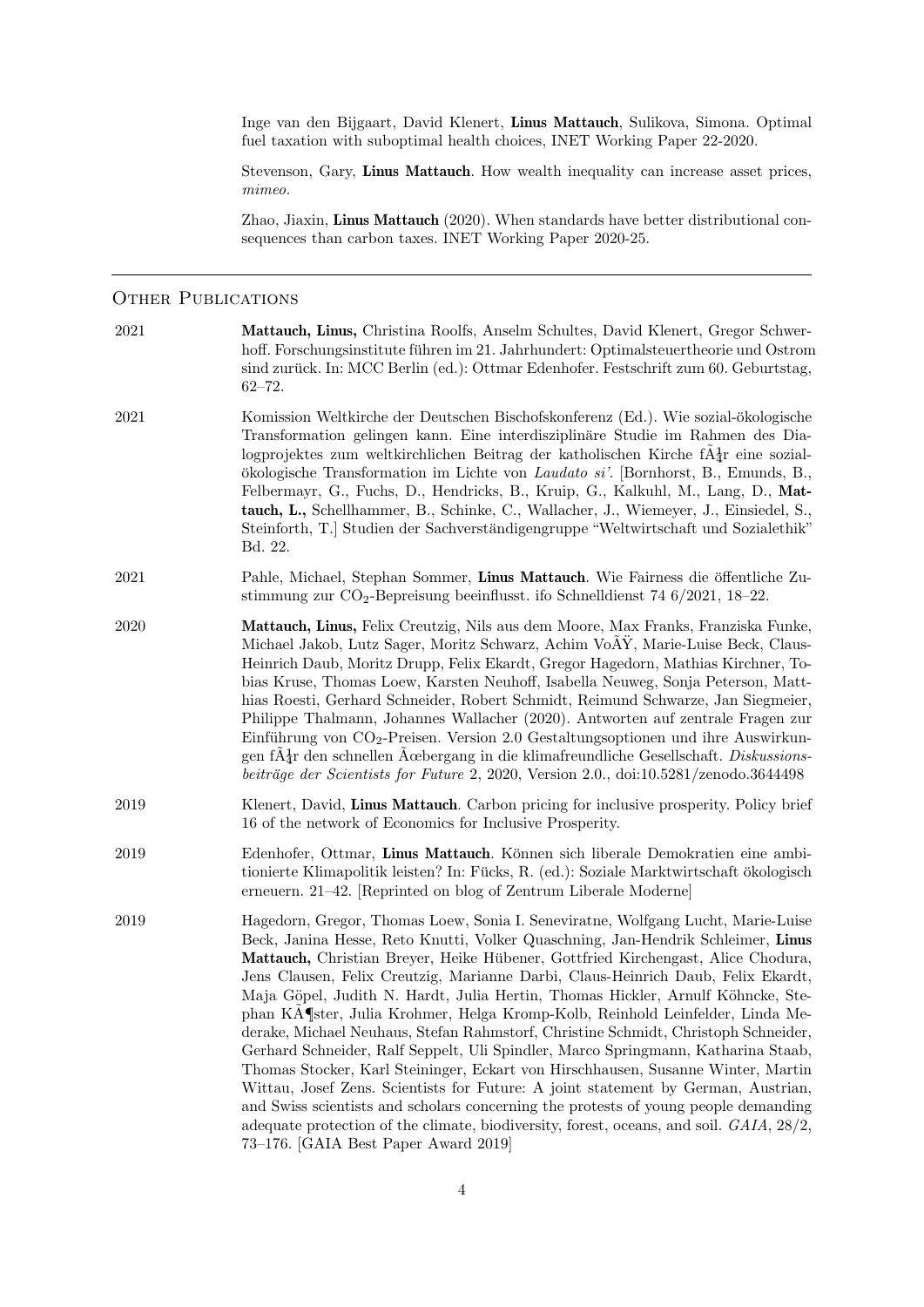Inge van den Bijgaart, David Klenert, **Linus Mattauch**, Sulikova, Simona. Optimal fuel taxation with suboptimal health choices, INET Working Paper 22-2020.

Stevenson, Gary, **Linus Mattauch**. How wealth inequality can increase asset prices, *mimeo*.

Zhao, Jiaxin, **Linus Mattauch** (2020). When standards have better distributional consequences than carbon taxes. INET Working Paper 2020-25.

## Other Publications

2021 — **Mattauch, Linus,** Christina Roolfs, Anselm Schultes, David Klenert, Gregor Schwerhoff. Forschungsinstitute führen im 21. Jahrhundert: Optimalsteuertheorie und Ostrom sind zurück. In: MCC Berlin (ed.): Ottmar Edenhofer. Festschrift zum 60. Geburtstag, 62–72.

2021 — Komission Weltkirche der Deutschen Bischofskonferenz (Ed.). Wie sozial-ökologische Transformation gelingen kann. Eine interdisziplinäre Studie im Rahmen des Dialogprojektes zum weltkirchlichen Beitrag der katholischen Kirche fÃ¼r eine sozial-ökologische Transformation im Lichte von *Laudato si'*. [Bornhorst, B., Emunds, B., Felbermayr, G., Fuchs, D., Hendricks, B., Kruip, G., Kalkuhl, M., Lang, D., **Mattauch, L.,** Schellhammer, B., Schinke, C., Wallacher, J., Wiemeyer, J., Einsiedel, S., Steinforth, T.] Studien der Sachverständigengruppe "Weltwirtschaft und Sozialethik" Bd. 22.

2021 — Pahle, Michael, Stephan Sommer, **Linus Mattauch**. Wie Fairness die öffentliche Zustimmung zur $CO_2$-Bepreisung beeinflusst. ifo Schnelldienst 74 6/2021, 18–22.

2020 — **Mattauch, Linus,** Felix Creutzig, Nils aus dem Moore, Max Franks, Franziska Funke, Michael Jakob, Lutz Sager, Moritz Schwarz, Achim VoÃŸ, Marie-Luise Beck, Claus-Heinrich Daub, Moritz Drupp, Felix Ekardt, Gregor Hagedorn, Mathias Kirchner, Tobias Kruse, Thomas Loew, Karsten Neuhoff, Isabella Neuweg, Sonja Peterson, Matthias Roesti, Gerhard Schneider, Robert Schmidt, Reimund Schwarze, Jan Siegmeier, Philippe Thalmann, Johannes Wallacher (2020). Antworten auf zentrale Fragen zur Einführung von $CO_2$-Preisen. Version 2.0 Gestaltungsoptionen und ihre Auswirkungen fÃ¼r den schnellen Ãœbergang in die klimafreundliche Gesellschaft. *Diskussionsbeiträge der Scientists for Future* 2, 2020, Version 2.0., doi:10.5281/zenodo.3644498

2019 — Klenert, David, **Linus Mattauch**. Carbon pricing for inclusive prosperity. Policy brief 16 of the network of Economics for Inclusive Prosperity.

2019 — Edenhofer, Ottmar, **Linus Mattauch**. Können sich liberale Demokratien eine ambitionierte Klimapolitik leisten? In: Fücks, R. (ed.): Soziale Marktwirtschaft ökologisch erneuern. 21–42. [Reprinted on blog of Zentrum Liberale Moderne]

2019 — Hagedorn, Gregor, Thomas Loew, Sonia I. Seneviratne, Wolfgang Lucht, Marie-Luise Beck, Janina Hesse, Reto Knutti, Volker Quaschning, Jan-Hendrik Schleimer, **Linus Mattauch,** Christian Breyer, Heike Hübener, Gottfried Kirchengast, Alice Chodura, Jens Clausen, Felix Creutzig, Marianne Darbi, Claus-Heinrich Daub, Felix Ekardt, Maja Göpel, Judith N. Hardt, Julia Hertin, Thomas Hickler, Arnulf Köhncke, Stephan KÃ¶ster, Julia Krohmer, Helga Kromp-Kolb, Reinhold Leinfelder, Linda Mederake, Michael Neuhaus, Stefan Rahmstorf, Christine Schmidt, Christoph Schneider, Gerhard Schneider, Ralf Seppelt, Uli Spindler, Marco Springmann, Katharina Staab, Thomas Stocker, Karl Steininger, Eckart von Hirschhausen, Susanne Winter, Martin Wittau, Josef Zens. Scientists for Future: A joint statement by German, Austrian, and Swiss scientists and scholars concerning the protests of young people demanding adequate protection of the climate, biodiversity, forest, oceans, and soil. *GAIA*, 28/2, 73–176. [GAIA Best Paper Award 2019]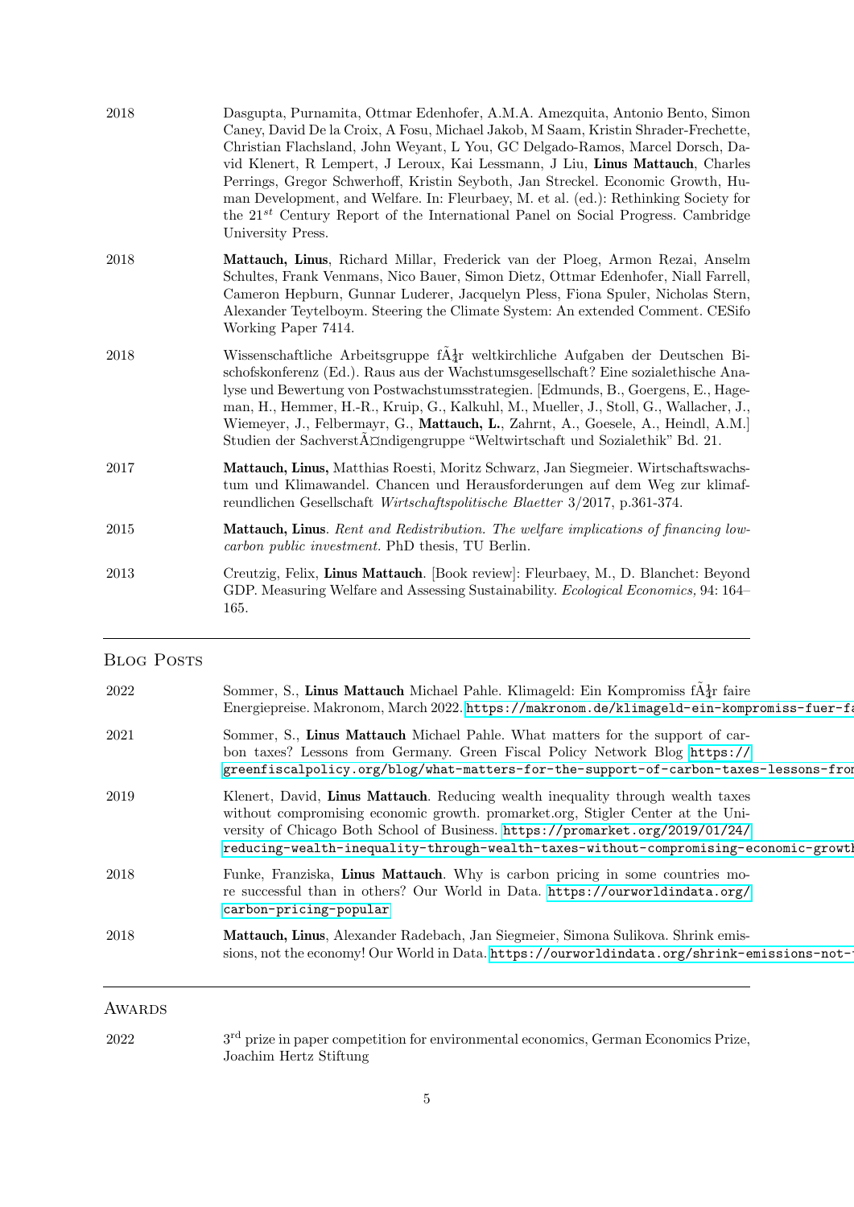2018 Dasgupta, Purnamita, Ottmar Edenhofer, A.M.A. Amezquita, Antonio Bento, Simon Caney, David De la Croix, A Fosu, Michael Jakob, M Saam, Kristin Shrader-Frechette, Christian Flachsland, John Weyant, L You, GC Delgado-Ramos, Marcel Dorsch, David Klenert, R Lempert, J Leroux, Kai Lessmann, J Liu, **Linus Mattauch**, Charles Perrings, Gregor Schwerhoff, Kristin Seyboth, Jan Streckel. Economic Growth, Human Development, and Welfare. In: Fleurbaey, M. et al. (ed.): Rethinking Society for the 21$^{st}$ Century Report of the International Panel on Social Progress. Cambridge University Press.

2018 **Mattauch, Linus**, Richard Millar, Frederick van der Ploeg, Armon Rezai, Anselm Schultes, Frank Venmans, Nico Bauer, Simon Dietz, Ottmar Edenhofer, Niall Farrell, Cameron Hepburn, Gunnar Luderer, Jacquelyn Pless, Fiona Spuler, Nicholas Stern, Alexander Teytelboym. Steering the Climate System: An extended Comment. CESifo Working Paper 7414.

2018 Wissenschaftliche Arbeitsgruppe fÃ¼r weltkirchliche Aufgaben der Deutschen Bischofskonferenz (Ed.). Raus aus der Wachstumsgesellschaft? Eine sozialethische Analyse und Bewertung von Postwachstumsstrategien. [Edmunds, B., Goergens, E., Hageman, H., Hemmer, H.-R., Kruip, G., Kalkuhl, M., Mueller, J., Stoll, G., Wallacher, J., Wiemeyer, J., Felbermayr, G., **Mattauch, L.**, Zahrnt, A., Goesele, A., Heindl, A.M.] Studien der SachverstÃ¤ndigengruppe "Weltwirtschaft und Sozialethik" Bd. 21.

2017 **Mattauch, Linus,** Matthias Roesti, Moritz Schwarz, Jan Siegmeier. Wirtschaftswachstum und Klimawandel. Chancen und Herausforderungen auf dem Weg zur klimafreundlichen Gesellschaft *Wirtschaftspolitische Blaetter* 3/2017, p.361-374.

2015 **Mattauch, Linus**. *Rent and Redistribution. The welfare implications of financing low-carbon public investment.* PhD thesis, TU Berlin.

2013 Creutzig, Felix, **Linus Mattauch**. [Book review]: Fleurbaey, M., D. Blanchet: Beyond GDP. Measuring Welfare and Assessing Sustainability. *Ecological Economics,* 94: 164–165.

## Blog Posts

2022 Sommer, S., **Linus Mattauch** Michael Pahle. Klimageld: Ein Kompromiss fÃ¼r faire Energiepreise. Makronom, March 2022. https://makronom.de/klimageld-ein-kompromiss-fuer-fa

2021 Sommer, S., **Linus Mattauch** Michael Pahle. What matters for the support of carbon taxes? Lessons from Germany. Green Fiscal Policy Network Blog https://greenfiscalpolicy.org/blog/what-matters-for-the-support-of-carbon-taxes-lessons-fron

2019 Klenert, David, **Linus Mattauch**. Reducing wealth inequality through wealth taxes without compromising economic growth. promarket.org, Stigler Center at the University of Chicago Both School of Business. https://promarket.org/2019/01/24/reducing-wealth-inequality-through-wealth-taxes-without-compromising-economic-growth

2018 Funke, Franziska, **Linus Mattauch**. Why is carbon pricing in some countries more successful than in others? Our World in Data. https://ourworldindata.org/carbon-pricing-popular

2018 **Mattauch, Linus**, Alexander Radebach, Jan Siegmeier, Simona Sulikova. Shrink emissions, not the economy! Our World in Data. https://ourworldindata.org/shrink-emissions-not-t

## Awards

2022 3$^{\text{rd}}$ prize in paper competition for environmental economics, German Economics Prize, Joachim Hertz Stiftung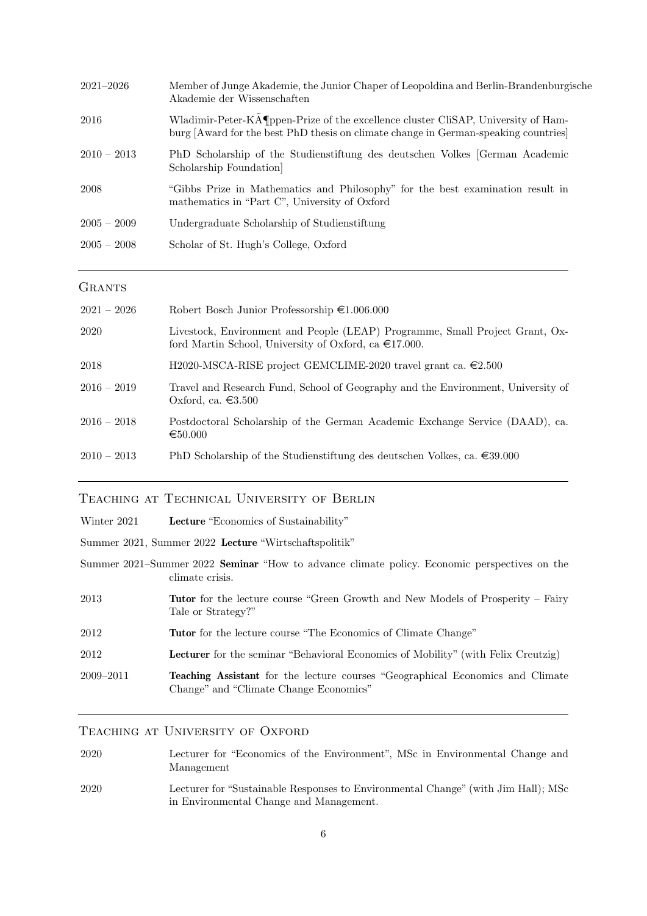| | |
|---|---|
| 2021–2026 | Member of Junge Akademie, the Junior Chaper of Leopoldina and Berlin-Brandenburgische Akademie der Wissenschaften |
| 2016 | Wladimir-Peter-KÃ¶ppen-Prize of the excellence cluster CliSAP, University of Hamburg [Award for the best PhD thesis on climate change in German-speaking countries] |
| 2010 – 2013 | PhD Scholarship of the Studienstiftung des deutschen Volkes [German Academic Scholarship Foundation] |
| 2008 | "Gibbs Prize in Mathematics and Philosophy" for the best examination result in mathematics in "Part C", University of Oxford |
| 2005 – 2009 | Undergraduate Scholarship of Studienstiftung |
| 2005 – 2008 | Scholar of St. Hugh's College, Oxford |

## Grants

| | |
|---|---|
| 2021 – 2026 | Robert Bosch Junior Professorship €1.006.000 |
| 2020 | Livestock, Environment and People (LEAP) Programme, Small Project Grant, Oxford Martin School, University of Oxford, ca €17.000. |
| 2018 | H2020-MSCA-RISE project GEMCLIME-2020 travel grant ca. €2.500 |
| 2016 – 2019 | Travel and Research Fund, School of Geography and the Environment, University of Oxford, ca. €3.500 |
| 2016 – 2018 | Postdoctoral Scholarship of the German Academic Exchange Service (DAAD), ca. €50.000 |
| 2010 – 2013 | PhD Scholarship of the Studienstiftung des deutschen Volkes, ca. €39.000 |

## Teaching at Technical University of Berlin

| | |
|---|---|
| Winter 2021 | **Lecture** "Economics of Sustainability" |
| Summer 2021, Summer 2022 | **Lecture** "Wirtschaftspolitik" |
| Summer 2021–Summer 2022 | **Seminar** "How to advance climate policy. Economic perspectives on the climate crisis. |
| 2013 | **Tutor** for the lecture course "Green Growth and New Models of Prosperity – Fairy Tale or Strategy?" |
| 2012 | **Tutor** for the lecture course "The Economics of Climate Change" |
| 2012 | **Lecturer** for the seminar "Behavioral Economics of Mobility" (with Felix Creutzig) |
| 2009–2011 | **Teaching Assistant** for the lecture courses "Geographical Economics and Climate Change" and "Climate Change Economics" |

## Teaching at University of Oxford

| | |
|---|---|
| 2020 | Lecturer for "Economics of the Environment", MSc in Environmental Change and Management |
| 2020 | Lecturer for "Sustainable Responses to Environmental Change" (with Jim Hall); MSc in Environmental Change and Management. |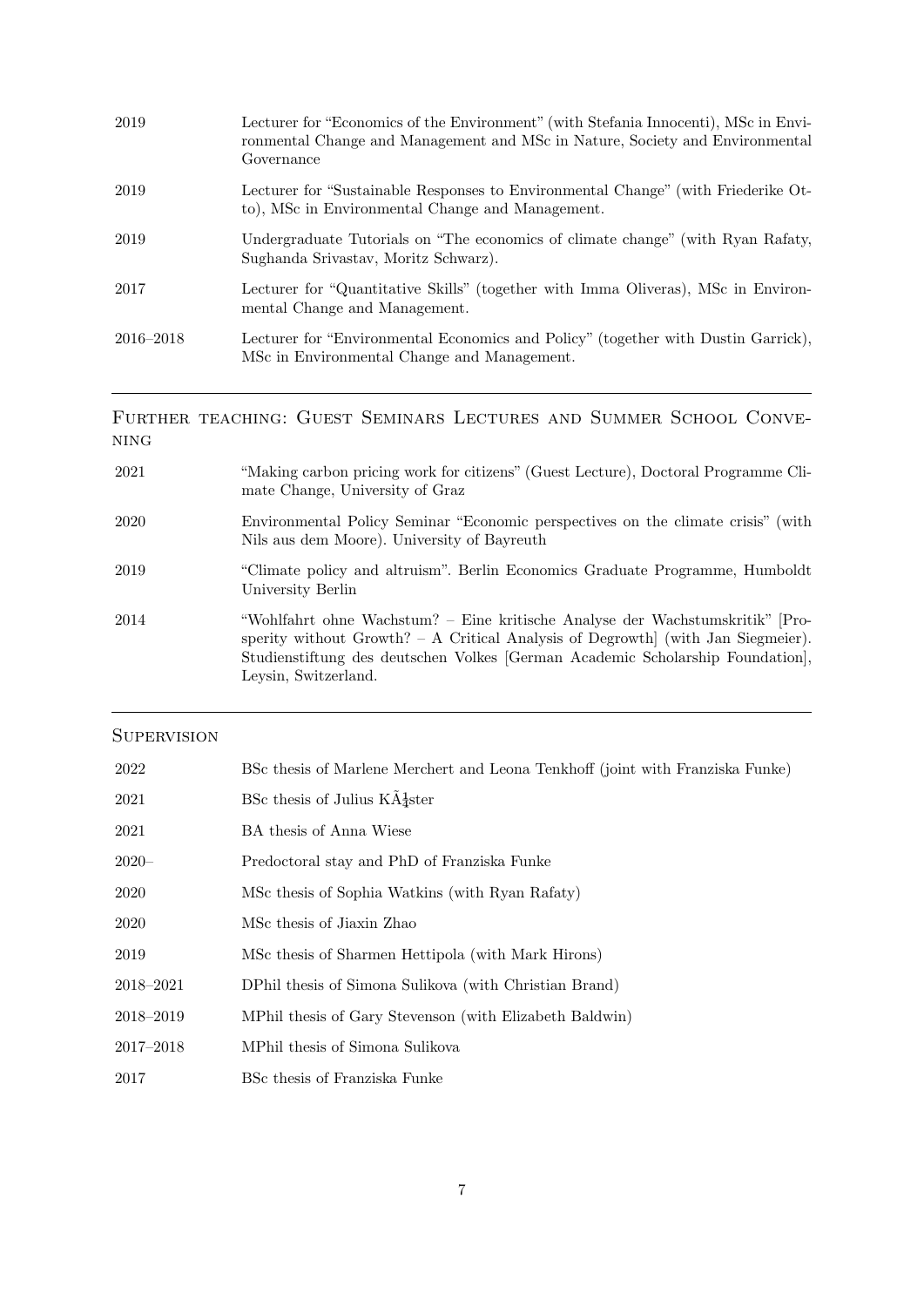| | |
|---|---|
| 2019 | Lecturer for "Economics of the Environment" (with Stefania Innocenti), MSc in Environmental Change and Management and MSc in Nature, Society and Environmental Governance |
| 2019 | Lecturer for "Sustainable Responses to Environmental Change" (with Friederike Otto), MSc in Environmental Change and Management. |
| 2019 | Undergraduate Tutorials on "The economics of climate change" (with Ryan Rafaty, Sughanda Srivastav, Moritz Schwarz). |
| 2017 | Lecturer for "Quantitative Skills" (together with Imma Oliveras), MSc in Environmental Change and Management. |
| 2016–2018 | Lecturer for "Environmental Economics and Policy" (together with Dustin Garrick), MSc in Environmental Change and Management. |

## Further teaching: Guest Seminars Lectures and Summer School Convening

| | |
|---|---|
| 2021 | "Making carbon pricing work for citizens" (Guest Lecture), Doctoral Programme Climate Change, University of Graz |
| 2020 | Environmental Policy Seminar "Economic perspectives on the climate crisis" (with Nils aus dem Moore). University of Bayreuth |
| 2019 | "Climate policy and altruism". Berlin Economics Graduate Programme, Humboldt University Berlin |
| 2014 | "Wohlfahrt ohne Wachstum? – Eine kritische Analyse der Wachstumskritik" [Prosperity without Growth? – A Critical Analysis of Degrowth] (with Jan Siegmeier). Studienstiftung des deutschen Volkes [German Academic Scholarship Foundation], Leysin, Switzerland. |

## Supervision

| | |
|---|---|
| 2022 | BSc thesis of Marlene Merchert and Leona Tenkhoff (joint with Franziska Funke) |
| 2021 | BSc thesis of Julius KÃ¼ster |
| 2021 | BA thesis of Anna Wiese |
| 2020– | Predoctoral stay and PhD of Franziska Funke |
| 2020 | MSc thesis of Sophia Watkins (with Ryan Rafaty) |
| 2020 | MSc thesis of Jiaxin Zhao |
| 2019 | MSc thesis of Sharmen Hettipola (with Mark Hirons) |
| 2018–2021 | DPhil thesis of Simona Sulikova (with Christian Brand) |
| 2018–2019 | MPhil thesis of Gary Stevenson (with Elizabeth Baldwin) |
| 2017–2018 | MPhil thesis of Simona Sulikova |
| 2017 | BSc thesis of Franziska Funke |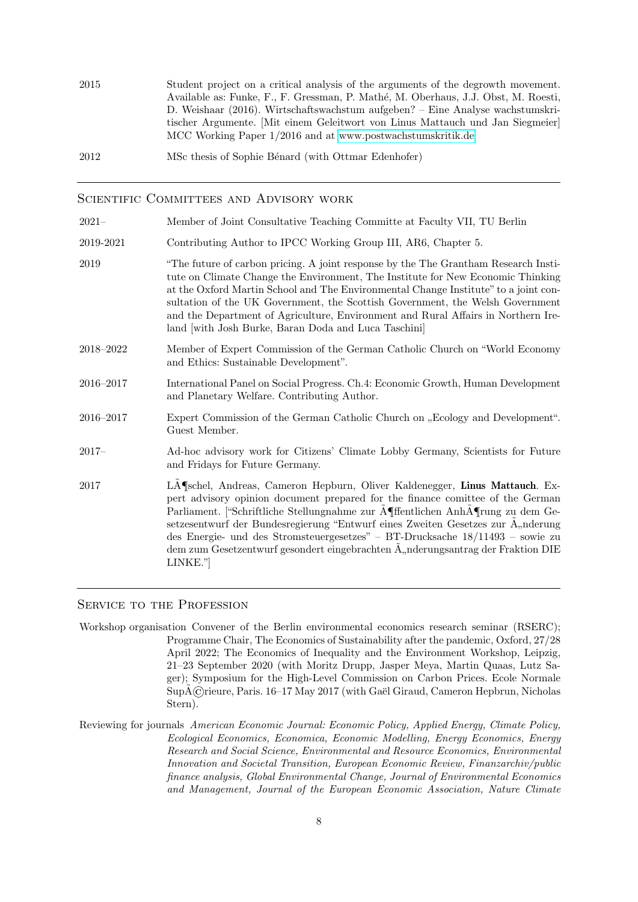2015 Student project on a critical analysis of the arguments of the degrowth movement. Available as: Funke, F., F. Gressman, P. Mathé, M. Oberhaus, J.J. Obst, M. Roesti, D. Weishaar (2016). Wirtschaftswachstum aufgeben? – Eine Analyse wachstumskritischer Argumente. [Mit einem Geleitwort von Linus Mattauch und Jan Siegmeier] MCC Working Paper 1/2016 and at www.postwachstumskritik.de

2012 MSc thesis of Sophie Bénard (with Ottmar Edenhofer)

## Scientific Committees and Advisory work

2021– Member of Joint Consultative Teaching Committe at Faculty VII, TU Berlin

2019-2021 Contributing Author to IPCC Working Group III, AR6, Chapter 5.

2019 "The future of carbon pricing. A joint response by the The Grantham Research Institute on Climate Change the Environment, The Institute for New Economic Thinking at the Oxford Martin School and The Environmental Change Institute" to a joint consultation of the UK Government, the Scottish Government, the Welsh Government and the Department of Agriculture, Environment and Rural Affairs in Northern Ireland [with Josh Burke, Baran Doda and Luca Taschini]

2018–2022 Member of Expert Commission of the German Catholic Church on "World Economy and Ethics: Sustainable Development".

2016–2017 International Panel on Social Progress. Ch.4: Economic Growth, Human Development and Planetary Welfare. Contributing Author.

2016–2017 Expert Commission of the German Catholic Church on „Ecology and Development". Guest Member.

2017– Ad-hoc advisory work for Citizens' Climate Lobby Germany, Scientists for Future and Fridays for Future Germany.

2017 LÃ¶schel, Andreas, Cameron Hepburn, Oliver Kaldenegger, **Linus Mattauch**. Expert advisory opinion document prepared for the finance comittee of the German Parliament. ["Schriftliche Stellungnahme zur Ã¶ffentlichen AnhÃ¶rung zu dem Gesetzesentwurf der Bundesregierung "Entwurf eines Zweiten Gesetzes zur Ã„nderung des Energie- und des Stromsteuergesetzes" – BT-Drucksache 18/11493 – sowie zu dem zum Gesetzentwurf gesondert eingebrachten Ã„nderungsantrag der Fraktion DIE LINKE."]

## Service to the Profession

Workshop organisation Convener of the Berlin environmental economics research seminar (RSERC); Programme Chair, The Economics of Sustainability after the pandemic, Oxford, 27/28 April 2022; The Economics of Inequality and the Environment Workshop, Leipzig, 21–23 September 2020 (with Moritz Drupp, Jasper Meya, Martin Quaas, Lutz Sager); Symposium for the High-Level Commission on Carbon Prices. Ecole Normale SupÃ©rieure, Paris. 16–17 May 2017 (with Gaël Giraud, Cameron Hepbrun, Nicholas Stern).

Reviewing for journals *American Economic Journal: Economic Policy, Applied Energy, Climate Policy, Ecological Economics, Economica, Economic Modelling, Energy Economics, Energy Research and Social Science, Environmental and Resource Economics, Environmental Innovation and Societal Transition, European Economic Review, Finanzarchiv/public finance analysis, Global Environmental Change, Journal of Environmental Economics and Management, Journal of the European Economic Association, Nature Climate*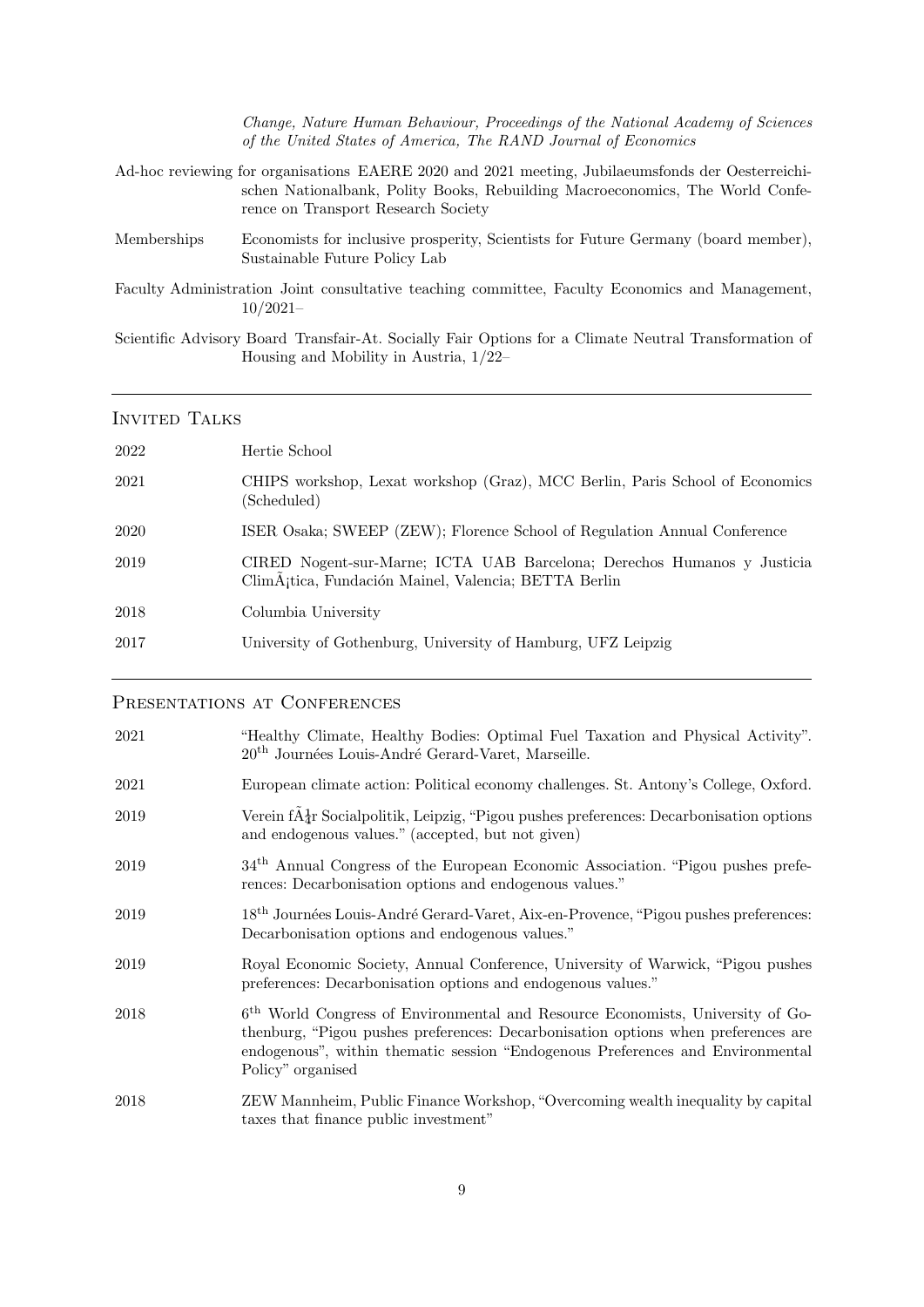*Change, Nature Human Behaviour, Proceedings of the National Academy of Sciences of the United States of America, The RAND Journal of Economics*

Ad-hoc reviewing for organisations EAERE 2020 and 2021 meeting, Jubilaeumsfonds der Oesterreichischen Nationalbank, Polity Books, Rebuilding Macroeconomics, The World Conference on Transport Research Society

Memberships Economists for inclusive prosperity, Scientists for Future Germany (board member), Sustainable Future Policy Lab

Faculty Administration Joint consultative teaching committee, Faculty Economics and Management, 10/2021–

Scientific Advisory Board Transfair-At. Socially Fair Options for a Climate Neutral Transformation of Housing and Mobility in Austria, 1/22–

## Invited Talks

| | |
|---|---|
| 2022 | Hertie School |
| 2021 | CHIPS workshop, Lexat workshop (Graz), MCC Berlin, Paris School of Economics (Scheduled) |
| 2020 | ISER Osaka; SWEEP (ZEW); Florence School of Regulation Annual Conference |
| 2019 | CIRED Nogent-sur-Marne; ICTA UAB Barcelona; Derechos Humanos y Justicia ClimÃ¡tica, Fundación Mainel, Valencia; BETTA Berlin |
| 2018 | Columbia University |
| 2017 | University of Gothenburg, University of Hamburg, UFZ Leipzig |

## Presentations at Conferences

| | |
|---|---|
| 2021 | "Healthy Climate, Healthy Bodies: Optimal Fuel Taxation and Physical Activity". 20th Journées Louis-André Gerard-Varet, Marseille. |
| 2021 | European climate action: Political economy challenges. St. Antony's College, Oxford. |
| 2019 | Verein fÃ¼r Socialpolitik, Leipzig, "Pigou pushes preferences: Decarbonisation options and endogenous values." (accepted, but not given) |
| 2019 | 34th Annual Congress of the European Economic Association. "Pigou pushes preferences: Decarbonisation options and endogenous values." |
| 2019 | 18th Journées Louis-André Gerard-Varet, Aix-en-Provence, "Pigou pushes preferences: Decarbonisation options and endogenous values." |
| 2019 | Royal Economic Society, Annual Conference, University of Warwick, "Pigou pushes preferences: Decarbonisation options and endogenous values." |
| 2018 | 6th World Congress of Environmental and Resource Economists, University of Gothenburg, "Pigou pushes preferences: Decarbonisation options when preferences are endogenous", within thematic session "Endogenous Preferences and Environmental Policy" organised |
| 2018 | ZEW Mannheim, Public Finance Workshop, "Overcoming wealth inequality by capital taxes that finance public investment" |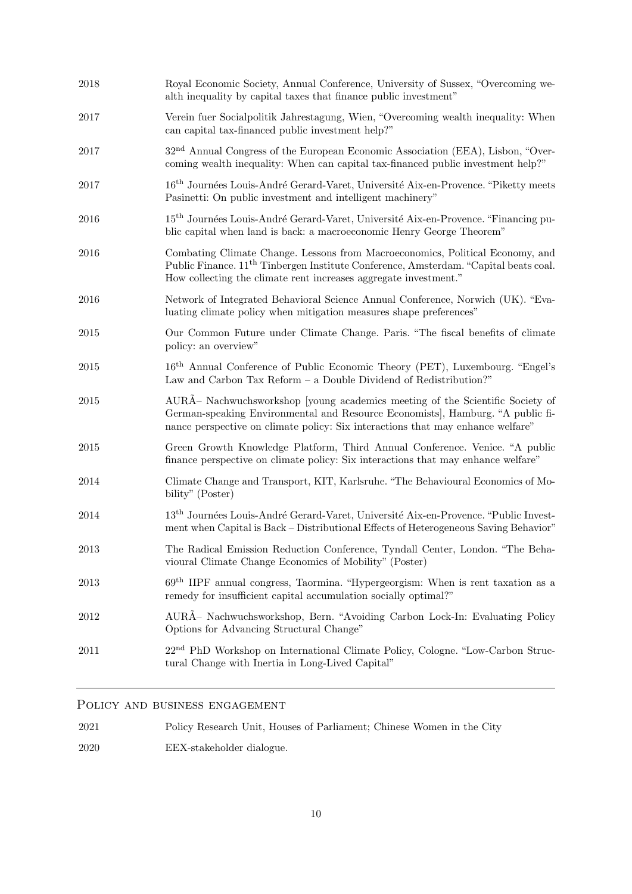| | |
|---|---|
| 2018 | Royal Economic Society, Annual Conference, University of Sussex, "Overcoming wealth inequality by capital taxes that finance public investment" |
| 2017 | Verein fuer Socialpolitik Jahrestagung, Wien, "Overcoming wealth inequality: When can capital tax-financed public investment help?" |
| 2017 | 32nd Annual Congress of the European Economic Association (EEA), Lisbon, "Overcoming wealth inequality: When can capital tax-financed public investment help?" |
| 2017 | 16th Journées Louis-André Gerard-Varet, Université Aix-en-Provence. "Piketty meets Pasinetti: On public investment and intelligent machinery" |
| 2016 | 15th Journées Louis-André Gerard-Varet, Université Aix-en-Provence. "Financing public capital when land is back: a macroeconomic Henry George Theorem" |
| 2016 | Combating Climate Change. Lessons from Macroeconomics, Political Economy, and Public Finance. 11th Tinbergen Institute Conference, Amsterdam. "Capital beats coal. How collecting the climate rent increases aggregate investment." |
| 2016 | Network of Integrated Behavioral Science Annual Conference, Norwich (UK). "Evaluating climate policy when mitigation measures shape preferences" |
| 2015 | Our Common Future under Climate Change. Paris. "The fiscal benefits of climate policy: an overview" |
| 2015 | 16th Annual Conference of Public Economic Theory (PET), Luxembourg. "Engel's Law and Carbon Tax Reform – a Double Dividend of Redistribution?" |
| 2015 | AURÃ– Nachwuchsworkshop [young academics meeting of the Scientific Society of German-speaking Environmental and Resource Economists], Hamburg. "A public finance perspective on climate policy: Six interactions that may enhance welfare" |
| 2015 | Green Growth Knowledge Platform, Third Annual Conference. Venice. "A public finance perspective on climate policy: Six interactions that may enhance welfare" |
| 2014 | Climate Change and Transport, KIT, Karlsruhe. "The Behavioural Economics of Mobility" (Poster) |
| 2014 | 13th Journées Louis-André Gerard-Varet, Université Aix-en-Provence. "Public Investment when Capital is Back – Distributional Effects of Heterogeneous Saving Behavior" |
| 2013 | The Radical Emission Reduction Conference, Tyndall Center, London. "The Behavioural Climate Change Economics of Mobility" (Poster) |
| 2013 | 69th IIPF annual congress, Taormina. "Hypergeorgism: When is rent taxation as a remedy for insufficient capital accumulation socially optimal?" |
| 2012 | AURÃ– Nachwuchsworkshop, Bern. "Avoiding Carbon Lock-In: Evaluating Policy Options for Advancing Structural Change" |
| 2011 | 22nd PhD Workshop on International Climate Policy, Cologne. "Low-Carbon Structural Change with Inertia in Long-Lived Capital" |

## Policy and business engagement

| | |
|---|---|
| 2021 | Policy Research Unit, Houses of Parliament; Chinese Women in the City |
| 2020 | EEX-stakeholder dialogue. |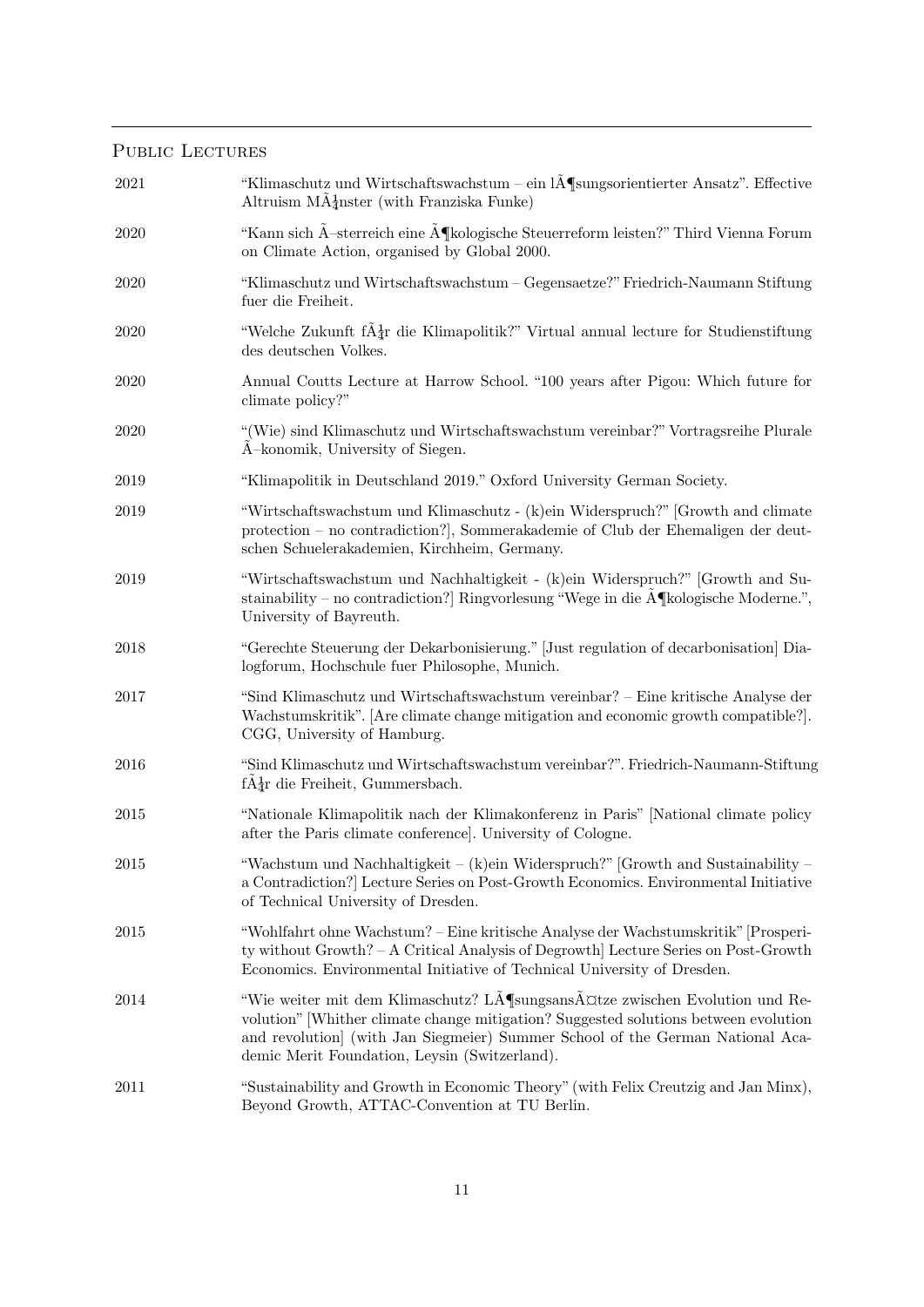## Public Lectures

- **2021** “Klimaschutz und Wirtschaftswachstum – ein lÃ¶sungsorientierter Ansatz”. Effective Altruism MÃ¼nster (with Franziska Funke)
- **2020** “Kann sich Ã–sterreich eine Ã¶kologische Steuerreform leisten?” Third Vienna Forum on Climate Action, organised by Global 2000.
- **2020** “Klimaschutz und Wirtschaftswachstum – Gegensaetze?” Friedrich-Naumann Stiftung fuer die Freiheit.
- **2020** “Welche Zukunft fÃ¼r die Klimapolitik?” Virtual annual lecture for Studienstiftung des deutschen Volkes.
- **2020** Annual Coutts Lecture at Harrow School. “100 years after Pigou: Which future for climate policy?”
- **2020** “(Wie) sind Klimaschutz und Wirtschaftswachstum vereinbar?” Vortragsreihe Plurale Ã–konomik, University of Siegen.
- **2019** “Klimapolitik in Deutschland 2019.” Oxford University German Society.
- **2019** “Wirtschaftswachstum und Klimaschutz - (k)ein Widerspruch?” [Growth and climate protection – no contradiction?], Sommerakademie of Club der Ehemaligen der deutschen Schuelerakademien, Kirchheim, Germany.
- **2019** “Wirtschaftswachstum und Nachhaltigkeit - (k)ein Widerspruch?” [Growth and Sustainability – no contradiction?] Ringvorlesung “Wege in die Ã¶kologische Moderne.”, University of Bayreuth.
- **2018** “Gerechte Steuerung der Dekarbonisierung.” [Just regulation of decarbonisation] Dialogforum, Hochschule fuer Philosophe, Munich.
- **2017** “Sind Klimaschutz und Wirtschaftswachstum vereinbar? – Eine kritische Analyse der Wachstumskritik”. [Are climate change mitigation and economic growth compatible?]. CGG, University of Hamburg.
- **2016** “Sind Klimaschutz und Wirtschaftswachstum vereinbar?”. Friedrich-Naumann-Stiftung fÃ¼r die Freiheit, Gummersbach.
- **2015** “Nationale Klimapolitik nach der Klimakonferenz in Paris” [National climate policy after the Paris climate conference]. University of Cologne.
- **2015** “Wachstum und Nachhaltigkeit – (k)ein Widerspruch?” [Growth and Sustainability – a Contradiction?] Lecture Series on Post-Growth Economics. Environmental Initiative of Technical University of Dresden.
- **2015** “Wohlfahrt ohne Wachstum? – Eine kritische Analyse der Wachstumskritik” [Prosperity without Growth? – A Critical Analysis of Degrowth] Lecture Series on Post-Growth Economics. Environmental Initiative of Technical University of Dresden.
- **2014** “Wie weiter mit dem Klimaschutz? LÃ¶sungsansÃ¤tze zwischen Evolution und Revolution” [Whither climate change mitigation? Suggested solutions between evolution and revolution] (with Jan Siegmeier) Summer School of the German National Academic Merit Foundation, Leysin (Switzerland).
- **2011** “Sustainability and Growth in Economic Theory” (with Felix Creutzig and Jan Minx), Beyond Growth, ATTAC-Convention at TU Berlin.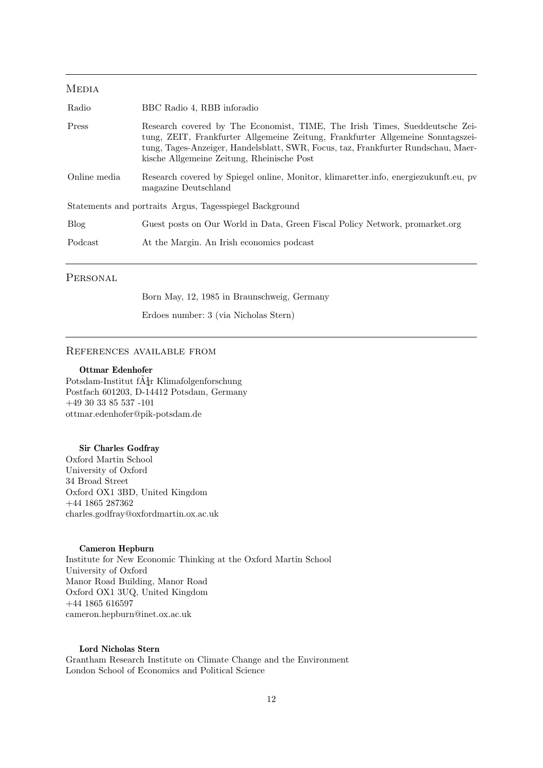## Media

| | |
|---|---|
| Radio | BBC Radio 4, RBB inforadio |
| Press | Research covered by The Economist, TIME, The Irish Times, Sueddeutsche Zeitung, ZEIT, Frankfurter Allgemeine Zeitung, Frankfurter Allgemeine Sonntagszeitung, Tages-Anzeiger, Handelsblatt, SWR, Focus, taz, Frankfurter Rundschau, Maerkische Allgemeine Zeitung, Rheinische Post |
| Online media | Research covered by Spiegel online, Monitor, klimaretter.info, energiezukunft.eu, pv magazine Deutschland |
| Statements and portraits | Argus, Tagesspiegel Background |
| Blog | Guest posts on Our World in Data, Green Fiscal Policy Network, promarket.org |
| Podcast | At the Margin. An Irish economics podcast |

## Personal

Born May, 12, 1985 in Braunschweig, Germany

Erdoes number: 3 (via Nicholas Stern)

## References available from

**Ottmar Edenhofer**
Potsdam-Institut fÃ¼r Klimafolgenforschung
Postfach 601203, D-14412 Potsdam, Germany
+49 30 33 85 537 -101
ottmar.edenhofer@pik-potsdam.de

**Sir Charles Godfray**
Oxford Martin School
University of Oxford
34 Broad Street
Oxford OX1 3BD, United Kingdom
+44 1865 287362
charles.godfray@oxfordmartin.ox.ac.uk

**Cameron Hepburn**
Institute for New Economic Thinking at the Oxford Martin School
University of Oxford
Manor Road Building, Manor Road
Oxford OX1 3UQ, United Kingdom
+44 1865 616597
cameron.hepburn@inet.ox.ac.uk

**Lord Nicholas Stern**
Grantham Research Institute on Climate Change and the Environment
London School of Economics and Political Science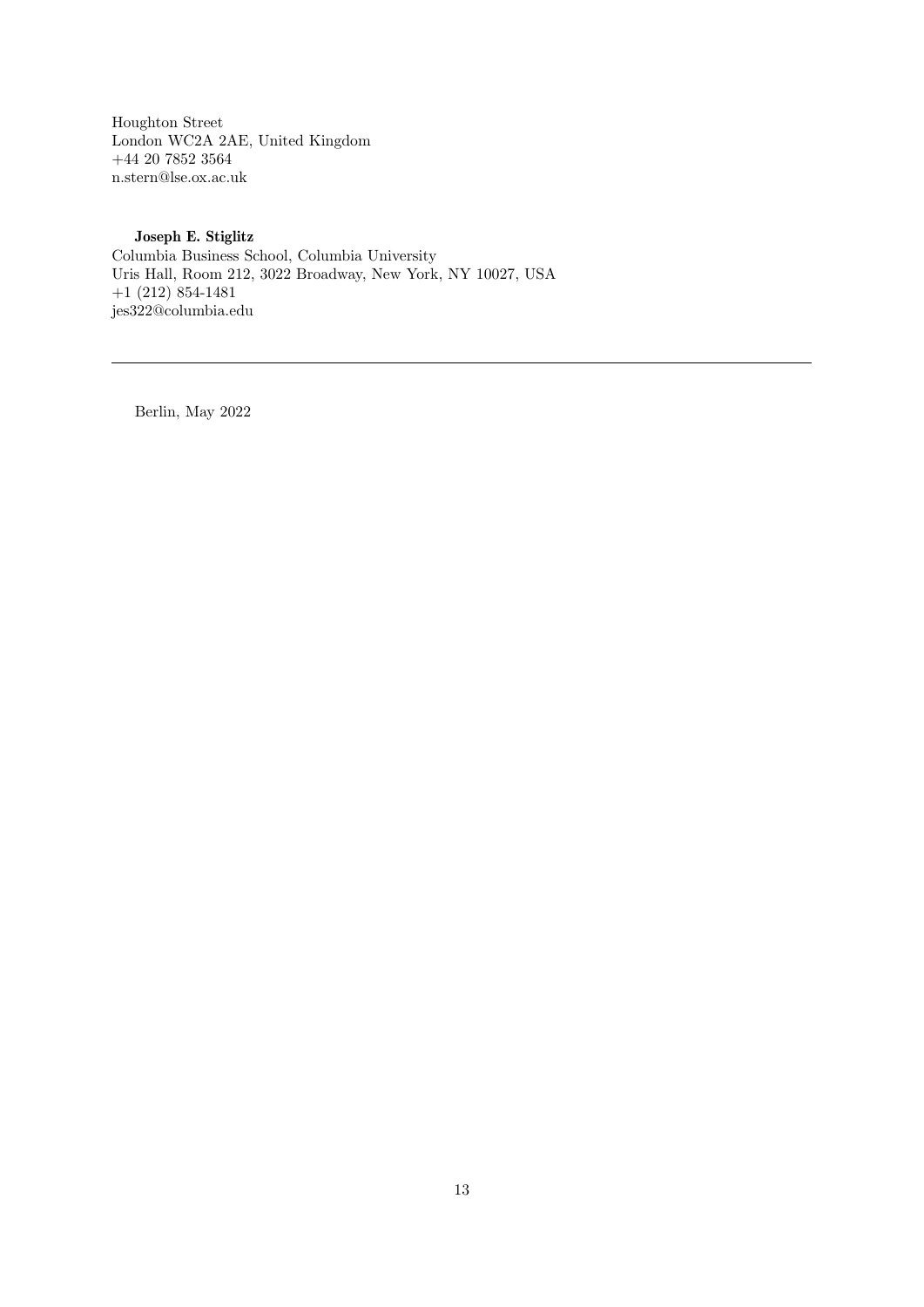Houghton Street
London WC2A 2AE, United Kingdom
+44 20 7852 3564
n.stern@lse.ox.ac.uk

**Joseph E. Stiglitz**
Columbia Business School, Columbia University
Uris Hall, Room 212, 3022 Broadway, New York, NY 10027, USA
+1 (212) 854-1481
jes322@columbia.edu

---

Berlin, May 2022